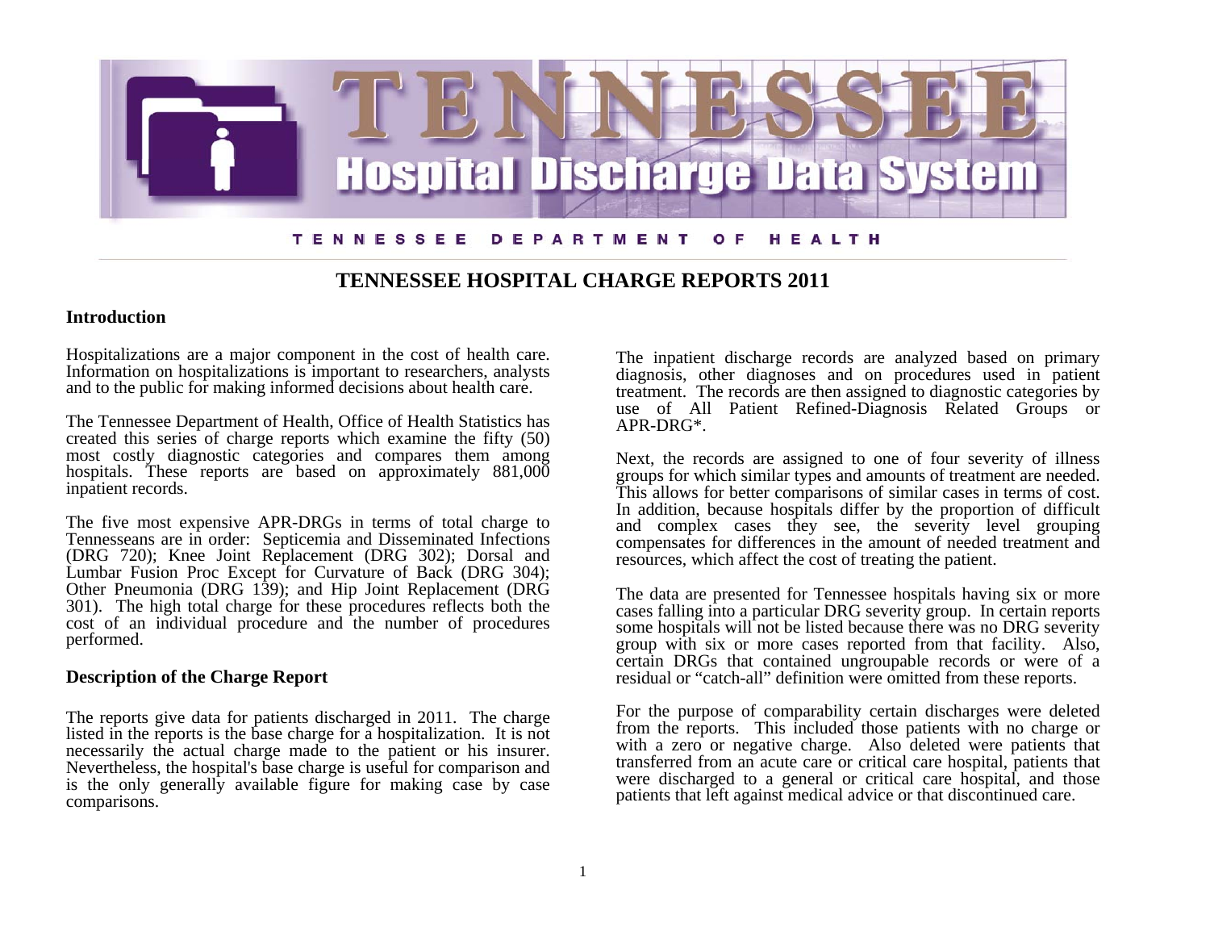TENNESSEE DEPARTMENT OF HEALTH

# TENNESSEE HOSPITAL CHARGE REPORTS 2011

## Introduction

Hospitalizations are a major component in the cost of health care. Information on hospitalizations is important to researchers, analysts and to the public for making informed decisions about health care.

The Tennessee Department of Health, Office of Health Statistics has created this series of charge reports which examine the fifty (50) most costly diagnostic categories and compares them among hospitals. These reports are based on approximately 881,000 inpatient records.

The five most expensive APR-DRGs in terms of total charge to Tennesseans are in order: Septicemia and Disseminated Infections (DRG 720); Knee Joint Replacement (DRG 302); Dorsal and Lumbar Fusion Proc Except for Curvature of Back (DRG 304); Other Pneumonia (DRG 139); and Hip Joint Replacement (DRG 301). The high total charge for these procedures reflects both the cost of an individual procedure and the number of procedures performed.

## Description of the Charge Report

The reports give data for patients discharged in 2011. The charge listed in the reports is the base charge for a hospitalization. It is not necessarily the actual charge made to the patient or his insurer. Nevertheless, the hospital's base charge is useful for comparison and is the only generally available figure for making case by case comparisons.

The inpatient discharge records are analyzed based on primary diagnosis, other diagnoses and on procedures used in patient treatment. The records are then assigned to diagnostic categories by use of All Patient Refined-Diagnosis Related Groups or APR-DRG*.

Next, the records are assigned to one of four severity of illness groups for which similar types and amounts of treatment are needed. This allows for better comparisons of similar cases in terms of cost. In addition, because hospitals differ by the proportion of difficult and complex cases they see, the severity level grouping compensates for differences in the amount of needed treatment and resources, which affect the cost of treating the patient.

The data are presented for Tennessee hospitals having six or more cases falling into a particular DRG severity group. In certain reports some hospitals will not be listed because there was no DRG severity group with six or more cases reported from that facility. Also, certain DRGs that contained ungroupable records or were of a residual or "catch-all" definition were omitted from these reports.

For the purpose of comparability certain discharges were deleted from the reports. This included those patients with no charge or with a zero or negative charge. Also deleted were patients that transferred from an acute care or critical care hospital, patients that were discharged to a general or critical care hospital, and those patients that left against medical advice or that discontinued care.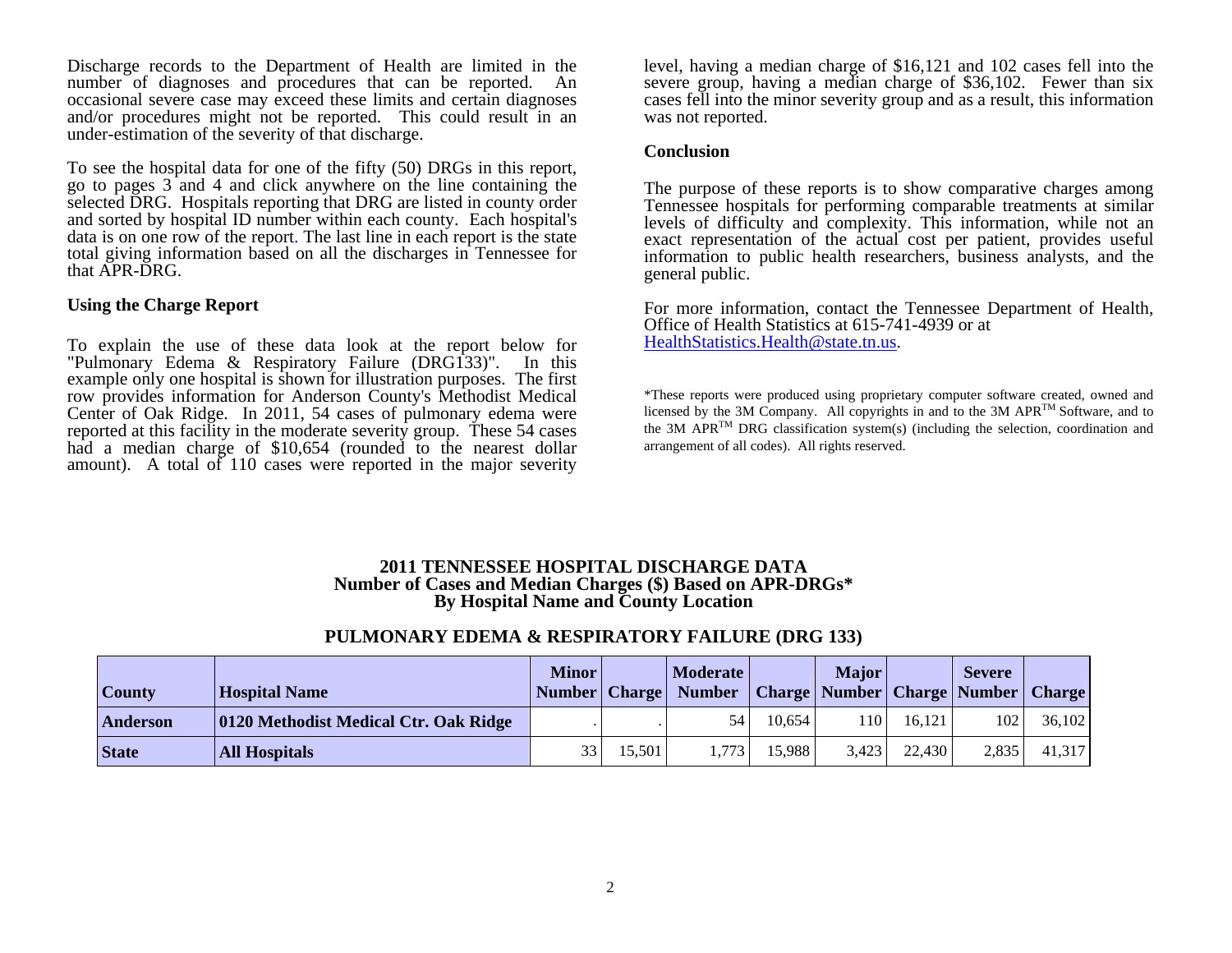Discharge records to the Department of Health are limited in the number of diagnoses and procedures that can be reported. An occasional severe case may exceed these limits and certain diagnoses and/or procedures might not be reported. This could result in an under-estimation of the severity of that discharge.

To see the hospital data for one of the fifty (50) DRGs in this report, go to pages 3 and 4 and click anywhere on the line containing the selected DRG. Hospitals reporting that DRG are listed in county order and sorted by hospital ID number within each county. Each hospital's data is on one row of the report. The last line in each report is the state total giving information based on all the discharges in Tennessee for that APR-DRG.

### Using the Charge Report

To explain the use of these data look at the report below for "Pulmonary Edema & Respiratory Failure (DRG133)". In this example only one hospital is shown for illustration purposes. The first row provides information for Anderson County's Methodist Medical Center of Oak Ridge. In 2011, 54 cases of pulmonary edema were reported at this facility in the moderate severity group. These 54 cases had a median charge of $10,654 (rounded to the nearest dollar amount). A total of 110 cases were reported in the major severity level, having a median charge of $16,121 and 102 cases fell into the severe group, having a median charge of $36,102. Fewer than six cases fell into the minor severity group and as a result, this information was not reported.

### Conclusion

The purpose of these reports is to show comparative charges among Tennessee hospitals for performing comparable treatments at similar levels of difficulty and complexity. This information, while not an exact representation of the actual cost per patient, provides useful information to public health researchers, business analysts, and the general public.

For more information, contact the Tennessee Department of Health, Office of Health Statistics at 615-741-4939 or at HealthStatistics.Health@state.tn.us.

*These reports were produced using proprietary computer software created, owned and licensed by the 3M Company. All copyrights in and to the 3M APR™ Software, and to the 3M APR™ DRG classification system(s) (including the selection, coordination and arrangement of all codes). All rights reserved.

## 2011 TENNESSEE HOSPITAL DISCHARGE DATA
## Number of Cases and Median Charges ($) Based on APR-DRGs*
## By Hospital Name and County Location

### PULMONARY EDEMA & RESPIRATORY FAILURE (DRG 133)

| County | Hospital Name | Minor Number | Charge | Moderate Number | Charge | Major Number | Charge | Severe Number | Charge |
|---|---|---|---|---|---|---|---|---|---|
| **Anderson** | **0120 Methodist Medical Ctr. Oak Ridge** | . | . | 54 | 10,654 | 110 | 16,121 | 102 | 36,102 |
| **State** | **All Hospitals** | 33 | 15,501 | 1,773 | 15,988 | 3,423 | 22,430 | 2,835 | 41,317 |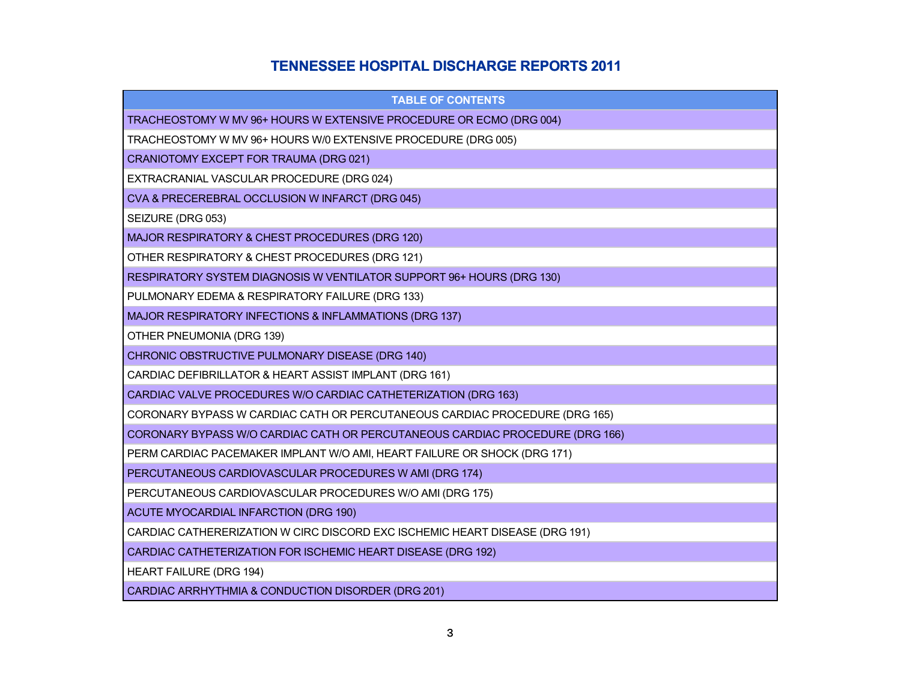# TENNESSEE HOSPITAL DISCHARGE REPORTS 2011

| TABLE OF CONTENTS |
|---|
| TRACHEOSTOMY W MV 96+ HOURS W EXTENSIVE PROCEDURE OR ECMO (DRG 004) |
| TRACHEOSTOMY W MV 96+ HOURS W/0 EXTENSIVE PROCEDURE (DRG 005) |
| CRANIOTOMY EXCEPT FOR TRAUMA (DRG 021) |
| EXTRACRANIAL VASCULAR PROCEDURE (DRG 024) |
| CVA & PRECEREBRAL OCCLUSION W INFARCT (DRG 045) |
| SEIZURE (DRG 053) |
| MAJOR RESPIRATORY & CHEST PROCEDURES (DRG 120) |
| OTHER RESPIRATORY & CHEST PROCEDURES (DRG 121) |
| RESPIRATORY SYSTEM DIAGNOSIS W VENTILATOR SUPPORT 96+ HOURS (DRG 130) |
| PULMONARY EDEMA & RESPIRATORY FAILURE (DRG 133) |
| MAJOR RESPIRATORY INFECTIONS & INFLAMMATIONS (DRG 137) |
| OTHER PNEUMONIA (DRG 139) |
| CHRONIC OBSTRUCTIVE PULMONARY DISEASE (DRG 140) |
| CARDIAC DEFIBRILLATOR & HEART ASSIST IMPLANT (DRG 161) |
| CARDIAC VALVE PROCEDURES W/O CARDIAC CATHETERIZATION (DRG 163) |
| CORONARY BYPASS W CARDIAC CATH OR PERCUTANEOUS CARDIAC PROCEDURE (DRG 165) |
| CORONARY BYPASS W/O CARDIAC CATH OR PERCUTANEOUS CARDIAC PROCEDURE (DRG 166) |
| PERM CARDIAC PACEMAKER IMPLANT W/O AMI, HEART FAILURE OR SHOCK (DRG 171) |
| PERCUTANEOUS CARDIOVASCULAR PROCEDURES W AMI (DRG 174) |
| PERCUTANEOUS CARDIOVASCULAR PROCEDURES W/O AMI (DRG 175) |
| ACUTE MYOCARDIAL INFARCTION (DRG 190) |
| CARDIAC CATHERERIZATION W CIRC DISCORD EXC ISCHEMIC HEART DISEASE (DRG 191) |
| CARDIAC CATHETERIZATION FOR ISCHEMIC HEART DISEASE (DRG 192) |
| HEART FAILURE (DRG 194) |
| CARDIAC ARRHYTHMIA & CONDUCTION DISORDER (DRG 201) |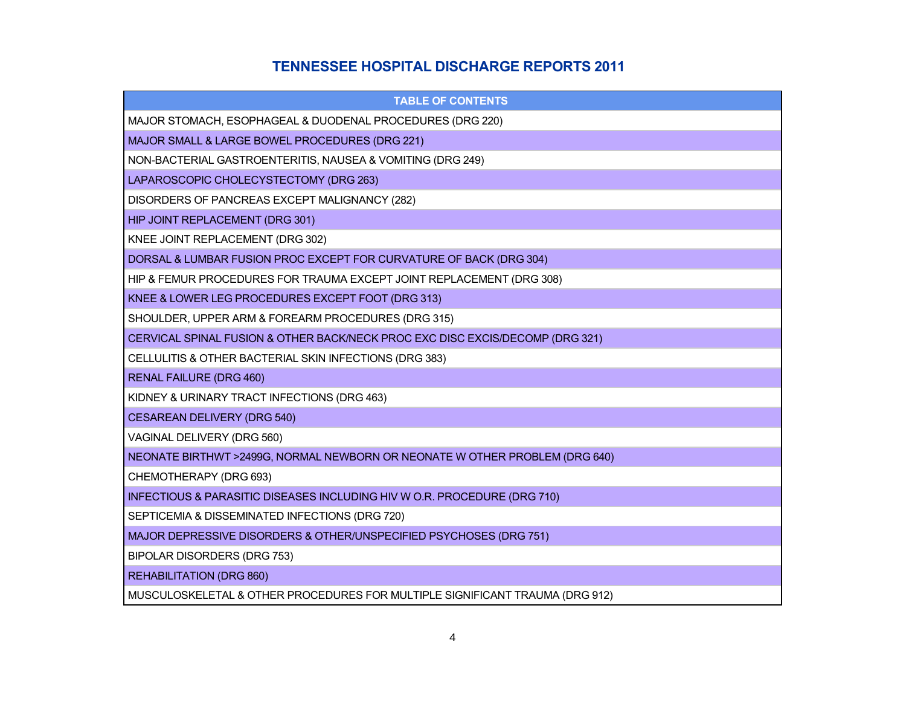# TENNESSEE HOSPITAL DISCHARGE REPORTS 2011

| TABLE OF CONTENTS |
| --- |
| MAJOR STOMACH, ESOPHAGEAL & DUODENAL PROCEDURES (DRG 220) |
| MAJOR SMALL & LARGE BOWEL PROCEDURES (DRG 221) |
| NON-BACTERIAL GASTROENTERITIS, NAUSEA & VOMITING (DRG 249) |
| LAPAROSCOPIC CHOLECYSTECTOMY (DRG 263) |
| DISORDERS OF PANCREAS EXCEPT MALIGNANCY (282) |
| HIP JOINT REPLACEMENT (DRG 301) |
| KNEE JOINT REPLACEMENT (DRG 302) |
| DORSAL & LUMBAR FUSION PROC EXCEPT FOR CURVATURE OF BACK (DRG 304) |
| HIP & FEMUR PROCEDURES FOR TRAUMA EXCEPT JOINT REPLACEMENT (DRG 308) |
| KNEE & LOWER LEG PROCEDURES EXCEPT FOOT (DRG 313) |
| SHOULDER, UPPER ARM & FOREARM PROCEDURES (DRG 315) |
| CERVICAL SPINAL FUSION & OTHER BACK/NECK PROC EXC DISC EXCIS/DECOMP (DRG 321) |
| CELLULITIS & OTHER BACTERIAL SKIN INFECTIONS (DRG 383) |
| RENAL FAILURE (DRG 460) |
| KIDNEY & URINARY TRACT INFECTIONS (DRG 463) |
| CESAREAN DELIVERY (DRG 540) |
| VAGINAL DELIVERY (DRG 560) |
| NEONATE BIRTHWT >2499G, NORMAL NEWBORN OR NEONATE W OTHER PROBLEM (DRG 640) |
| CHEMOTHERAPY (DRG 693) |
| INFECTIOUS & PARASITIC DISEASES INCLUDING HIV W O.R. PROCEDURE (DRG 710) |
| SEPTICEMIA & DISSEMINATED INFECTIONS (DRG 720) |
| MAJOR DEPRESSIVE DISORDERS & OTHER/UNSPECIFIED PSYCHOSES (DRG 751) |
| BIPOLAR DISORDERS (DRG 753) |
| REHABILITATION (DRG 860) |
| MUSCULOSKELETAL & OTHER PROCEDURES FOR MULTIPLE SIGNIFICANT TRAUMA (DRG 912) |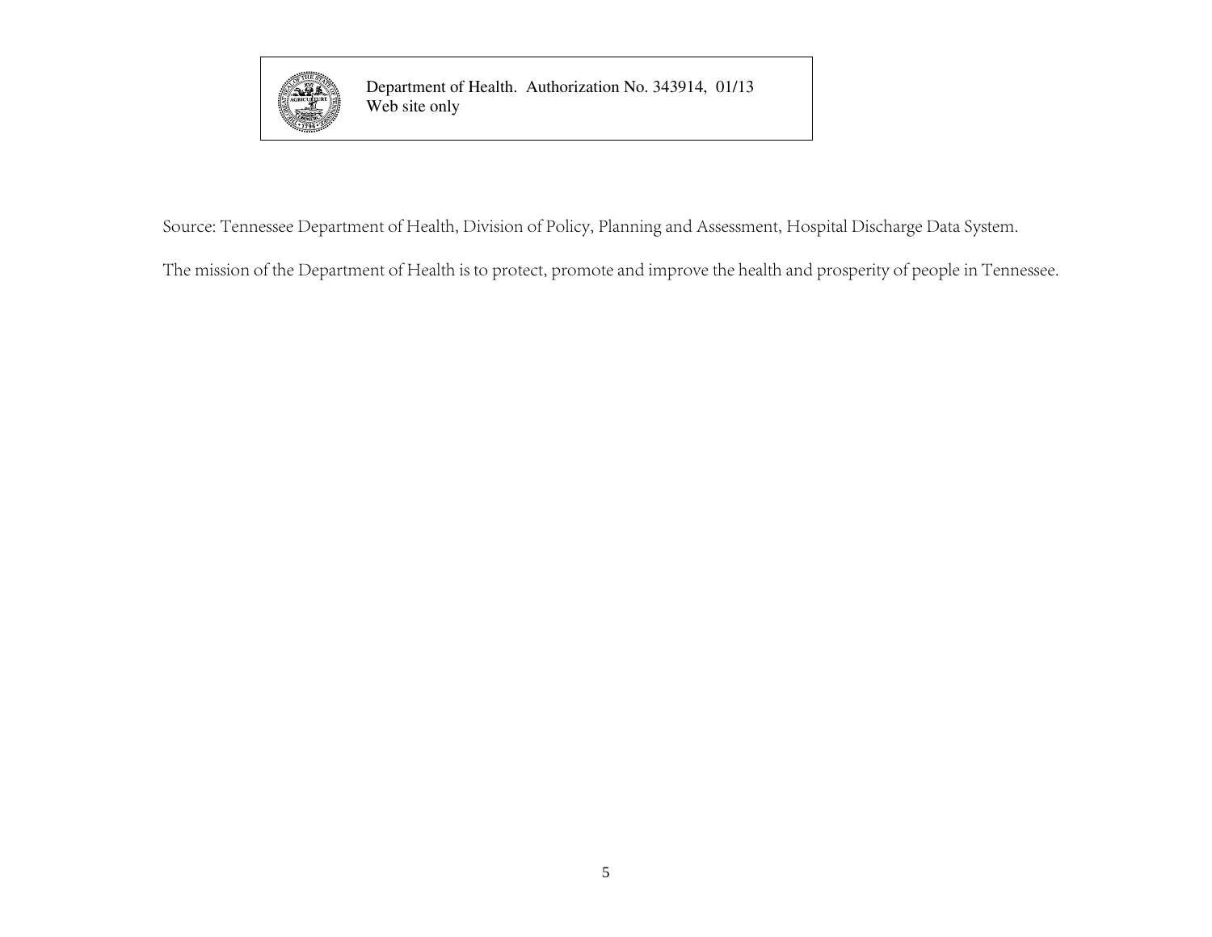Department of Health. Authorization No. 343914, 01/13
Web site only

Source: Tennessee Department of Health, Division of Policy, Planning and Assessment, Hospital Discharge Data System.

The mission of the Department of Health is to protect, promote and improve the health and prosperity of people in Tennessee.